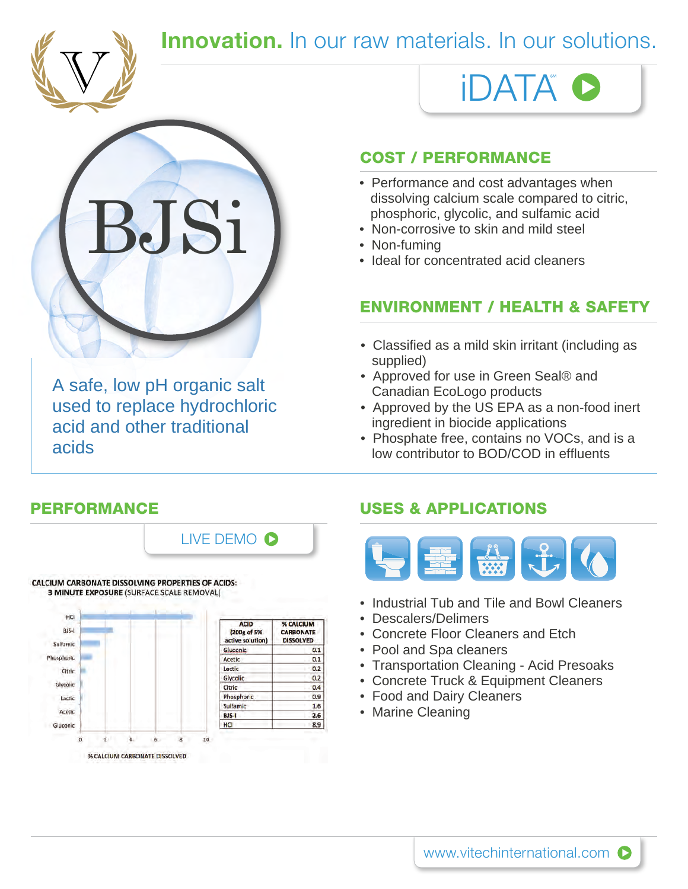**Innovation.** In our raw materials. In our solutions.

iDATA℠

# BJSi

A safe, low pH organic salt used to replace hydrochloric acid and other traditional acids

## COST / PERFORMANCE

- Performance and cost advantages when dissolving calcium scale compared to citric, phosphoric, glycolic, and sulfamic acid
- Non-corrosive to skin and mild steel
- Non-fuming
- Ideal for concentrated acid cleaners

## ENVIRONMENT / HEALTH & SAFETY

- Classified as a mild skin irritant (including as supplied)
- Approved for use in Green Seal® and Canadian EcoLogo products
- Approved by the US EPA as a non-food inert ingredient in biocide applications
- Phosphate free, contains no VOCs, and is a low contributor to BOD/COD in effluents

## PERFORMANCE

LIVE DEMO

**CALCIUM CARBONATE DISSOLVING PROPERTIES OF ACIDS:**
**3 MINUTE EXPOSURE** (SURFACE SCALE REMOVAL)

| ACID (200g of 5% active solution) | % CALCIUM CARBONATE DISSOLVED |
|---|---|
| Gluconic | 0.1 |
| Acetic | 0.1 |
| Lactic | 0.2 |
| Glycolic | 0.2 |
| Citric | 0.4 |
| Phosphoric | 0.9 |
| Sulfamic | 1.6 |
| BJS-I | 2.6 |
| HCl | 8.9 |

% CALCIUM CARBONATE DISSOLVED

## USES & APPLICATIONS

- Industrial Tub and Tile and Bowl Cleaners
- Descalers/Delimers
- Concrete Floor Cleaners and Etch
- Pool and Spa cleaners
- Transportation Cleaning - Acid Presoaks
- Concrete Truck & Equipment Cleaners
- Food and Dairy Cleaners
- Marine Cleaning

www.vitechinternational.com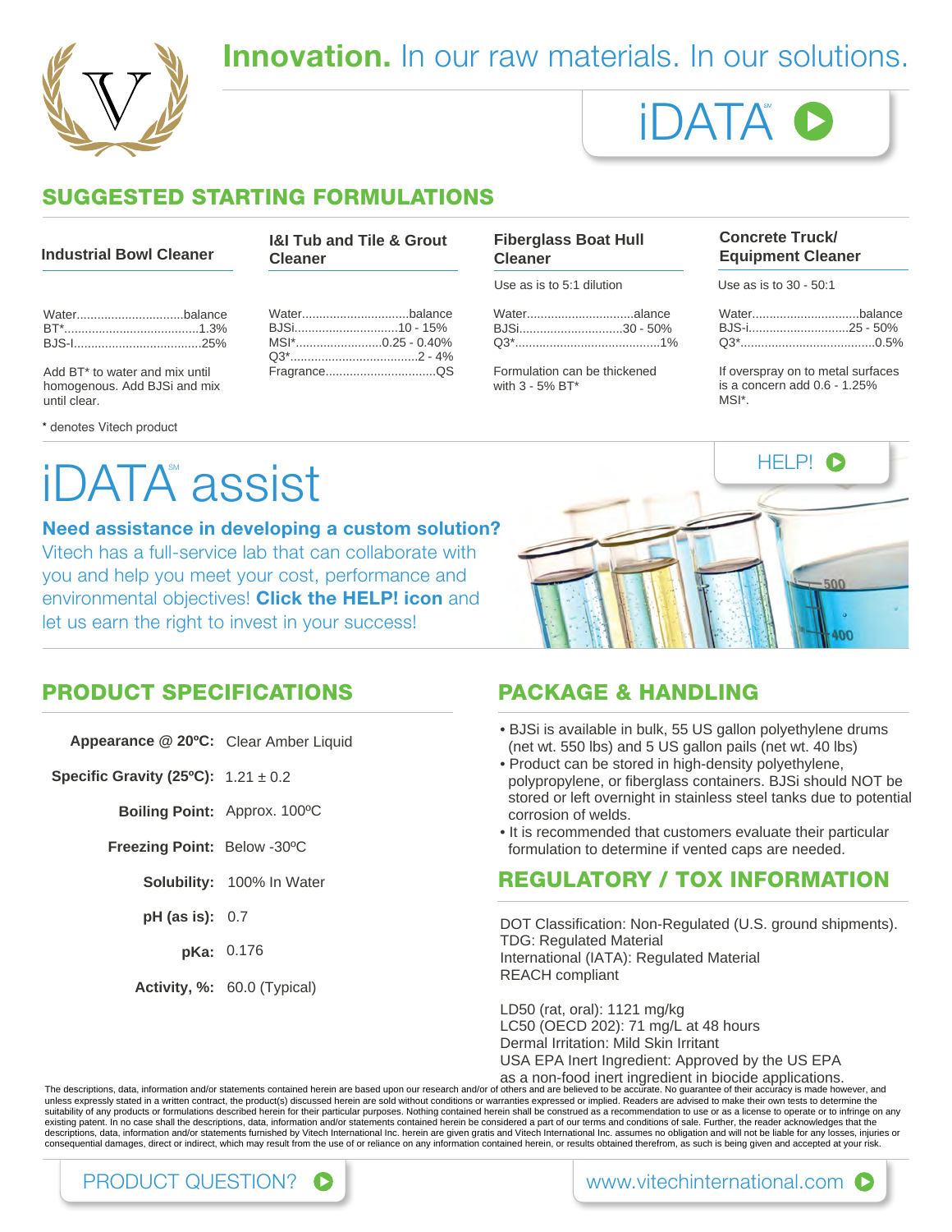Innovation. In our raw materials. In our solutions.

iDATA℠

## SUGGESTED STARTING FORMULATIONS

### Industrial Bowl Cleaner

Water...............................balance
BT*.......................................1.3%
BJS-I.....................................25%

Add BT* to water and mix until homogenous. Add BJSi and mix until clear.

### I&I Tub and Tile & Grout Cleaner

Water...............................balance
BJSi..............................10 - 15%
MSI*.........................0.25 - 0.40%
Q3*.....................................2 - 4%
Fragrance................................QS

### Fiberglass Boat Hull Cleaner

Use as is to 5:1 dilution

Water...............................alance
BJSi..............................30 - 50%
Q3*..........................................1%

Formulation can be thickened with 3 - 5% BT*

### Concrete Truck/ Equipment Cleaner

Use as is to 30 - 50:1

Water...............................balance
BJS-i.............................25 - 50%
Q3*.......................................0.5%

If overspray on metal surfaces is a concern add 0.6 - 1.25% MSI*.

\* denotes Vitech product

## iDATA℠ assist

HELP!

**Need assistance in developing a custom solution?** Vitech has a full-service lab that can collaborate with you and help you meet your cost, performance and environmental objectives! **Click the HELP! icon** and let us earn the right to invest in your success!

## PRODUCT SPECIFICATIONS

| | |
|---|---|
| **Appearance @ 20ºC:** | Clear Amber Liquid |
| **Specific Gravity (25ºC):** | 1.21 ± 0.2 |
| **Boiling Point:** | Approx. 100ºC |
| **Freezing Point:** | Below -30ºC |
| **Solubility:** | 100% In Water |
| **pH (as is):** | 0.7 |
| **pKa:** | 0.176 |
| **Activity, %:** | 60.0 (Typical) |

## PACKAGE & HANDLING

- BJSi is available in bulk, 55 US gallon polyethylene drums (net wt. 550 lbs) and 5 US gallon pails (net wt. 40 lbs)
- Product can be stored in high-density polyethylene, polypropylene, or fiberglass containers. BJSi should NOT be stored or left overnight in stainless steel tanks due to potential corrosion of welds.
- It is recommended that customers evaluate their particular formulation to determine if vented caps are needed.

## REGULATORY / TOX INFORMATION

DOT Classification: Non-Regulated (U.S. ground shipments).
TDG: Regulated Material
International (IATA): Regulated Material
REACH compliant

LD50 (rat, oral): 1121 mg/kg
LC50 (OECD 202): 71 mg/L at 48 hours
Dermal Irritation: Mild Skin Irritant
USA EPA Inert Ingredient: Approved by the US EPA as a non-food inert ingredient in biocide applications.

The descriptions, data, information and/or statements contained herein are based upon our research and/or of others and are believed to be accurate. No guarantee of their accuracy is made however, and unless expressly stated in a written contract, the product(s) discussed herein are sold without conditions or warranties expressed or implied. Readers are advised to make their own tests to determine the suitability of any products or formulations described herein for their particular purposes. Nothing contained herein shall be construed as a recommendation to use or as a license to operate or to infringe on any existing patent. In no case shall the descriptions, data, information and/or statements contained herein be considered a part of our terms and conditions of sale. Further, the reader acknowledges that the descriptions, data, information and/or statements furnished by Vitech International Inc. herein are given gratis and Vitech International Inc. assumes no obligation and will not be liable for any losses, injuries or consequential damages, direct or indirect, which may result from the use of or reliance on any information contained herein, or results obtained therefrom, as such is being given and accepted at your risk.

PRODUCT QUESTION?

www.vitechinternational.com